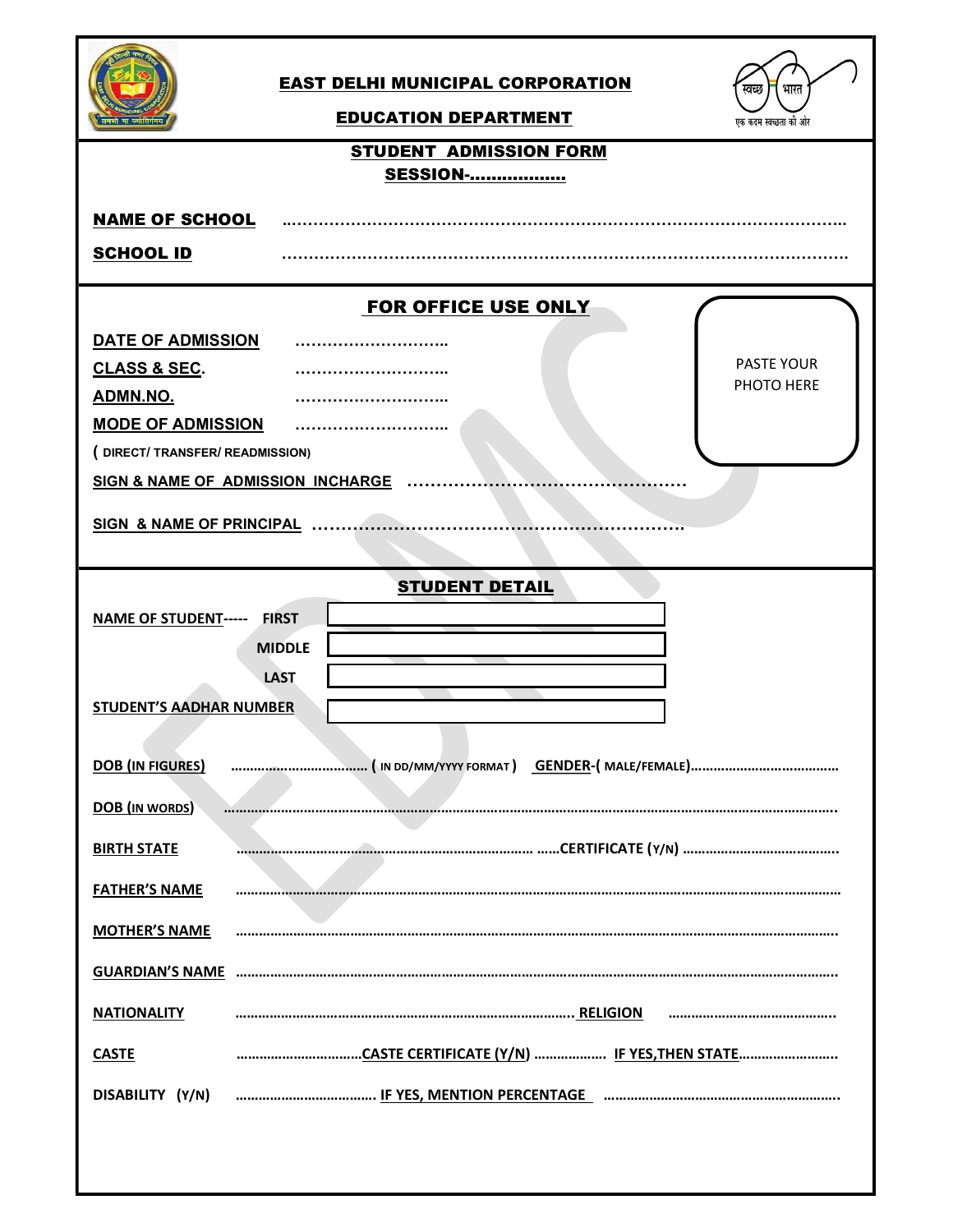# EAST DELHI MUNICIPAL CORPORATION

## EDUCATION DEPARTMENT

स्वच्छ भारत
एक कदम स्वच्छता की ओर

### STUDENT ADMISSION FORM

**SESSION-..................**

**NAME OF SCHOOL** ..........................................................................................

**SCHOOL ID** ..........................................................................................

### FOR OFFICE USE ONLY

PASTE YOUR PHOTO HERE

**DATE OF ADMISSION** ............................

**CLASS & SEC.** ............................

**ADMN.NO.** ............................

**MODE OF ADMISSION** ............................

**( DIRECT/ TRANSFER/ READMISSION)**

**SIGN & NAME OF ADMISSION INCHARGE** ................................................

**SIGN & NAME OF PRINCIPAL** ................................................................

### STUDENT DETAIL

**NAME OF STUDENT----- FIRST** [ ]

**MIDDLE** [ ]

**LAST** [ ]

**STUDENT'S AADHAR NUMBER** [ ]

**DOB (IN FIGURES)** .................................. **( IN DD/MM/YYYY FORMAT ) GENDER-( MALE/FEMALE)**......................................

**DOB (IN WORDS)** ..........................................................................................................................................

**BIRTH STATE** ............................................................................ ......**CERTIFICATE (Y/N)** ........................................

**FATHER'S NAME** ..........................................................................................................................................

**MOTHER'S NAME** ..........................................................................................................................................

**GUARDIAN'S NAME** ..........................................................................................................................................

**NATIONALITY** ........................................................................................ **RELIGION** ............................................

**CASTE** ................................**CASTE CERTIFICATE (Y/N)** .................. **IF YES,THEN STATE**.........................

**DISABILITY (Y/N)** .................................... **IF YES, MENTION PERCENTAGE** ............................................................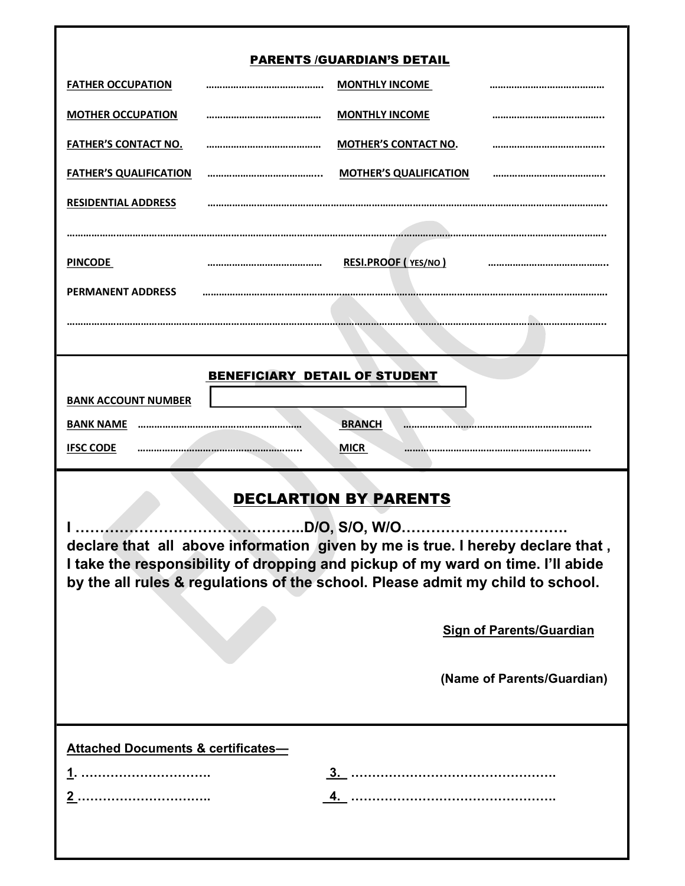## PARENTS /GUARDIAN'S DETAIL

**FATHER OCCUPATION** …………………………………… **MONTHLY INCOME** ……………………………………

**MOTHER OCCUPATION** …………………………………… **MONTHLY INCOME** ……………………………………

**FATHER'S CONTACT NO.** …………………………………… **MOTHER'S CONTACT NO.** ……………………………………

**FATHER'S QUALIFICATION** …………………………………… **MOTHER'S QUALIFICATION** ……………………………………

**RESIDENTIAL ADDRESS** ……………………………………………………………………………………………………………………

……………………………………………………………………………………………………………………………………………

**PINCODE** …………………………………… **RESI.PROOF ( YES/NO )** ……………………………………

**PERMANENT ADDRESS** ……………………………………………………………………………………………………………………

……………………………………………………………………………………………………………………………………………

## BENEFICIARY DETAIL OF STUDENT

**BANK ACCOUNT NUMBER** [ ]

**BANK NAME** …………………………………………………… **BRANCH** ……………………………………………………

**IFSC CODE** …………………………………………………… **MICR** ……………………………………………………

## DECLARTION BY PARENTS

**I ………………………………………..D/O, S/O, W/O……………………………
declare that all above information given by me is true. I hereby declare that , I take the responsibility of dropping and pickup of my ward on time. I'll abide by the all rules & regulations of the school. Please admit my child to school.**

**Sign of Parents/Guardian**

**(Name of Parents/Guardian)**

**Attached Documents & certificates—**

**1. …………………………. 3. ………………………………………….**

**2 ………………………….. 4. ………………………………………….**